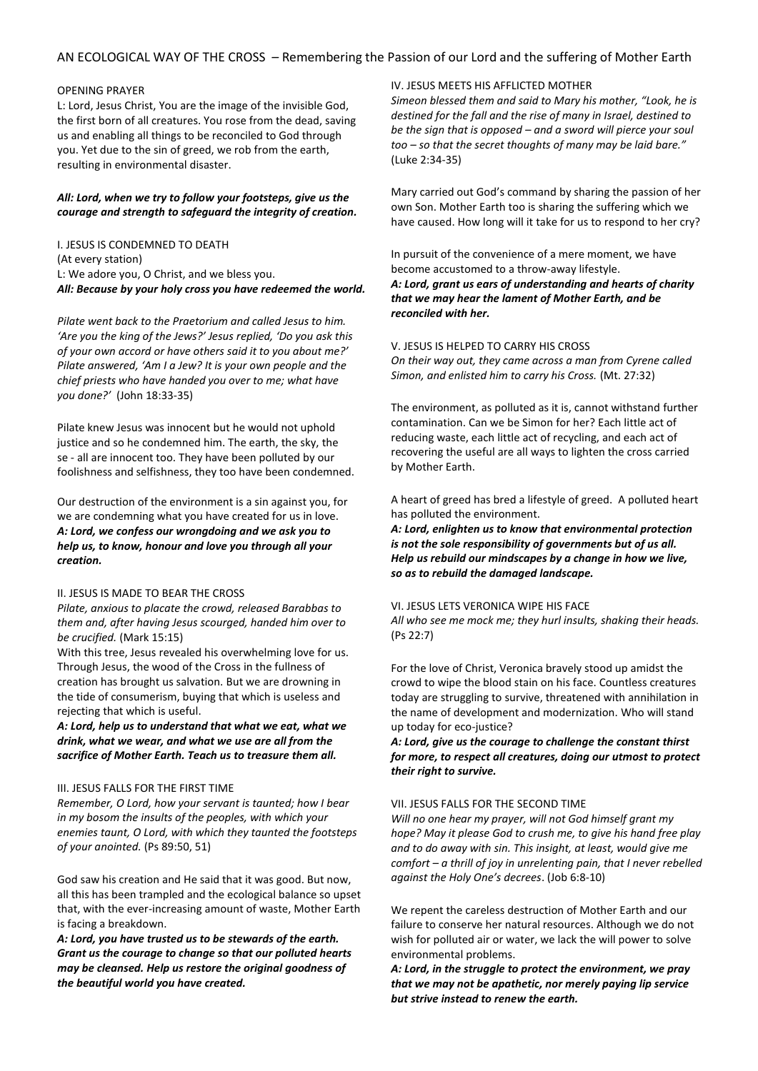# AN ECOLOGICAL WAY OF THE CROSS – Remembering the Passion of our Lord and the suffering of Mother Earth

## OPENING PRAYER

L: Lord, Jesus Christ, You are the image of the invisible God, the first born of all creatures. You rose from the dead, saving us and enabling all things to be reconciled to God through you. Yet due to the sin of greed, we rob from the earth, resulting in environmental disaster.

***All: Lord, when we try to follow your footsteps, give us the courage and strength to safeguard the integrity of creation.***

## I. JESUS IS CONDEMNED TO DEATH

(At every station)

L: We adore you, O Christ, and we bless you.

***All: Because by your holy cross you have redeemed the world.***

*Pilate went back to the Praetorium and called Jesus to him. 'Are you the king of the Jews?' Jesus replied, 'Do you ask this of your own accord or have others said it to you about me?' Pilate answered, 'Am I a Jew? It is your own people and the chief priests who have handed you over to me; what have you done?'* (John 18:33-35)

Pilate knew Jesus was innocent but he would not uphold justice and so he condemned him. The earth, the sky, the se - all are innocent too. They have been polluted by our foolishness and selfishness, they too have been condemned.

Our destruction of the environment is a sin against you, for we are condemning what you have created for us in love.

***A: Lord, we confess our wrongdoing and we ask you to help us, to know, honour and love you through all your creation.***

## II. JESUS IS MADE TO BEAR THE CROSS

*Pilate, anxious to placate the crowd, released Barabbas to them and, after having Jesus scourged, handed him over to be crucified.* (Mark 15:15)

With this tree, Jesus revealed his overwhelming love for us. Through Jesus, the wood of the Cross in the fullness of creation has brought us salvation. But we are drowning in the tide of consumerism, buying that which is useless and rejecting that which is useful.

***A: Lord, help us to understand that what we eat, what we drink, what we wear, and what we use are all from the sacrifice of Mother Earth. Teach us to treasure them all.***

## III. JESUS FALLS FOR THE FIRST TIME

*Remember, O Lord, how your servant is taunted; how I bear in my bosom the insults of the peoples, with which your enemies taunt, O Lord, with which they taunted the footsteps of your anointed.* (Ps 89:50, 51)

God saw his creation and He said that it was good. But now, all this has been trampled and the ecological balance so upset that, with the ever-increasing amount of waste, Mother Earth is facing a breakdown.

***A: Lord, you have trusted us to be stewards of the earth. Grant us the courage to change so that our polluted hearts may be cleansed. Help us restore the original goodness of the beautiful world you have created.***

## IV. JESUS MEETS HIS AFFLICTED MOTHER

*Simeon blessed them and said to Mary his mother, "Look, he is destined for the fall and the rise of many in Israel, destined to be the sign that is opposed – and a sword will pierce your soul too – so that the secret thoughts of many may be laid bare."* (Luke 2:34-35)

Mary carried out God's command by sharing the passion of her own Son. Mother Earth too is sharing the suffering which we have caused. How long will it take for us to respond to her cry?

In pursuit of the convenience of a mere moment, we have become accustomed to a throw-away lifestyle.

***A: Lord, grant us ears of understanding and hearts of charity that we may hear the lament of Mother Earth, and be reconciled with her.***

## V. JESUS IS HELPED TO CARRY HIS CROSS

*On their way out, they came across a man from Cyrene called Simon, and enlisted him to carry his Cross.* (Mt. 27:32)

The environment, as polluted as it is, cannot withstand further contamination. Can we be Simon for her? Each little act of reducing waste, each little act of recycling, and each act of recovering the useful are all ways to lighten the cross carried by Mother Earth.

A heart of greed has bred a lifestyle of greed. A polluted heart has polluted the environment.

***A: Lord, enlighten us to know that environmental protection is not the sole responsibility of governments but of us all. Help us rebuild our mindscapes by a change in how we live, so as to rebuild the damaged landscape.***

## VI. JESUS LETS VERONICA WIPE HIS FACE

*All who see me mock me; they hurl insults, shaking their heads.* (Ps 22:7)

For the love of Christ, Veronica bravely stood up amidst the crowd to wipe the blood stain on his face. Countless creatures today are struggling to survive, threatened with annihilation in the name of development and modernization. Who will stand up today for eco-justice?

***A: Lord, give us the courage to challenge the constant thirst for more, to respect all creatures, doing our utmost to protect their right to survive.***

## VII. JESUS FALLS FOR THE SECOND TIME

*Will no one hear my prayer, will not God himself grant my hope? May it please God to crush me, to give his hand free play and to do away with sin. This insight, at least, would give me comfort – a thrill of joy in unrelenting pain, that I never rebelled against the Holy One's decrees*. (Job 6:8-10)

We repent the careless destruction of Mother Earth and our failure to conserve her natural resources. Although we do not wish for polluted air or water, we lack the will power to solve environmental problems.

***A: Lord, in the struggle to protect the environment, we pray that we may not be apathetic, nor merely paying lip service but strive instead to renew the earth.***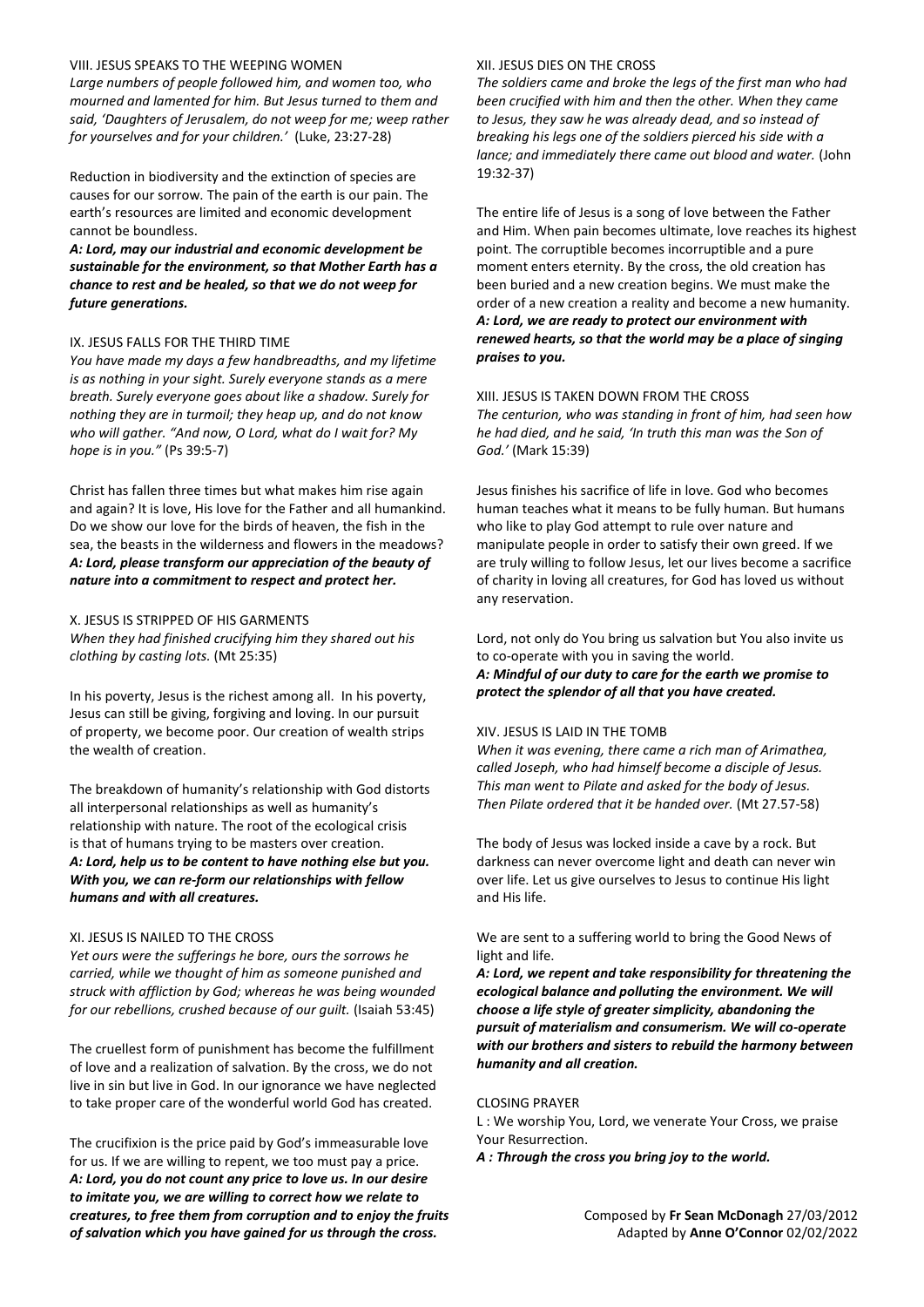## VIII. JESUS SPEAKS TO THE WEEPING WOMEN

*Large numbers of people followed him, and women too, who mourned and lamented for him. But Jesus turned to them and said, 'Daughters of Jerusalem, do not weep for me; weep rather for yourselves and for your children.'* (Luke, 23:27-28)

Reduction in biodiversity and the extinction of species are causes for our sorrow. The pain of the earth is our pain. The earth's resources are limited and economic development cannot be boundless.

***A: Lord, may our industrial and economic development be sustainable for the environment, so that Mother Earth has a chance to rest and be healed, so that we do not weep for future generations.***

## IX. JESUS FALLS FOR THE THIRD TIME

*You have made my days a few handbreadths, and my lifetime is as nothing in your sight. Surely everyone stands as a mere breath. Surely everyone goes about like a shadow. Surely for nothing they are in turmoil; they heap up, and do not know who will gather. "And now, O Lord, what do I wait for? My hope is in you."* (Ps 39:5-7)

Christ has fallen three times but what makes him rise again and again? It is love, His love for the Father and all humankind. Do we show our love for the birds of heaven, the fish in the sea, the beasts in the wilderness and flowers in the meadows?

***A: Lord, please transform our appreciation of the beauty of nature into a commitment to respect and protect her.***

## X. JESUS IS STRIPPED OF HIS GARMENTS

*When they had finished crucifying him they shared out his clothing by casting lots.* (Mt 25:35)

In his poverty, Jesus is the richest among all. In his poverty, Jesus can still be giving, forgiving and loving. In our pursuit of property, we become poor. Our creation of wealth strips the wealth of creation.

The breakdown of humanity's relationship with God distorts all interpersonal relationships as well as humanity's relationship with nature. The root of the ecological crisis is that of humans trying to be masters over creation.

***A: Lord, help us to be content to have nothing else but you. With you, we can re-form our relationships with fellow humans and with all creatures.***

## XI. JESUS IS NAILED TO THE CROSS

*Yet ours were the sufferings he bore, ours the sorrows he carried, while we thought of him as someone punished and struck with affliction by God; whereas he was being wounded for our rebellions, crushed because of our guilt.* (Isaiah 53:45)

The cruellest form of punishment has become the fulfillment of love and a realization of salvation. By the cross, we do not live in sin but live in God. In our ignorance we have neglected to take proper care of the wonderful world God has created.

The crucifixion is the price paid by God's immeasurable love for us. If we are willing to repent, we too must pay a price.

***A: Lord, you do not count any price to love us. In our desire to imitate you, we are willing to correct how we relate to creatures, to free them from corruption and to enjoy the fruits of salvation which you have gained for us through the cross.***

## XII. JESUS DIES ON THE CROSS

*The soldiers came and broke the legs of the first man who had been crucified with him and then the other. When they came to Jesus, they saw he was already dead, and so instead of breaking his legs one of the soldiers pierced his side with a lance; and immediately there came out blood and water.* (John 19:32-37)

The entire life of Jesus is a song of love between the Father and Him. When pain becomes ultimate, love reaches its highest point. The corruptible becomes incorruptible and a pure moment enters eternity. By the cross, the old creation has been buried and a new creation begins. We must make the order of a new creation a reality and become a new humanity.

***A: Lord, we are ready to protect our environment with renewed hearts, so that the world may be a place of singing praises to you.***

## XIII. JESUS IS TAKEN DOWN FROM THE CROSS

*The centurion, who was standing in front of him, had seen how he had died, and he said, 'In truth this man was the Son of God.'* (Mark 15:39)

Jesus finishes his sacrifice of life in love. God who becomes human teaches what it means to be fully human. But humans who like to play God attempt to rule over nature and manipulate people in order to satisfy their own greed. If we are truly willing to follow Jesus, let our lives become a sacrifice of charity in loving all creatures, for God has loved us without any reservation.

Lord, not only do You bring us salvation but You also invite us to co-operate with you in saving the world.

***A: Mindful of our duty to care for the earth we promise to protect the splendor of all that you have created.***

## XIV. JESUS IS LAID IN THE TOMB

*When it was evening, there came a rich man of Arimathea, called Joseph, who had himself become a disciple of Jesus. This man went to Pilate and asked for the body of Jesus. Then Pilate ordered that it be handed over.* (Mt 27.57-58)

The body of Jesus was locked inside a cave by a rock. But darkness can never overcome light and death can never win over life. Let us give ourselves to Jesus to continue His light and His life.

We are sent to a suffering world to bring the Good News of light and life.

***A: Lord, we repent and take responsibility for threatening the ecological balance and polluting the environment. We will choose a life style of greater simplicity, abandoning the pursuit of materialism and consumerism. We will co-operate with our brothers and sisters to rebuild the harmony between humanity and all creation.***

## CLOSING PRAYER

L : We worship You, Lord, we venerate Your Cross, we praise Your Resurrection.

***A : Through the cross you bring joy to the world.***

Composed by **Fr Sean McDonagh** 27/03/2012
Adapted by **Anne O'Connor** 02/02/2022